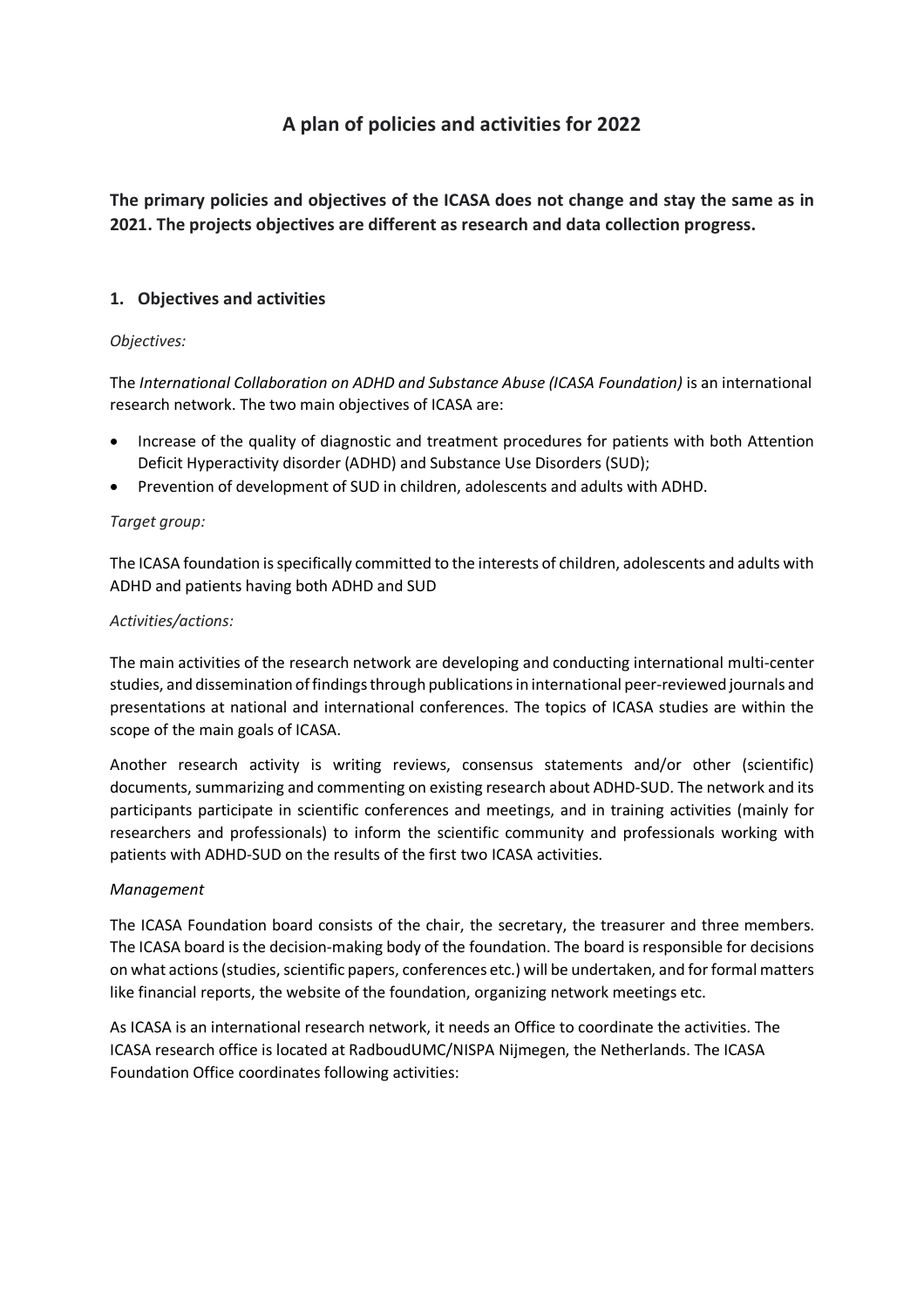# A plan of policies and activities for 2022

**The primary policies and objectives of the ICASA does not change and stay the same as in 2021. The projects objectives are different as research and data collection progress.**

## 1. Objectives and activities

*Objectives:*

The *International Collaboration on ADHD and Substance Abuse (ICASA Foundation)* is an international research network. The two main objectives of ICASA are:

- Increase of the quality of diagnostic and treatment procedures for patients with both Attention Deficit Hyperactivity disorder (ADHD) and Substance Use Disorders (SUD);
- Prevention of development of SUD in children, adolescents and adults with ADHD.

*Target group:*

The ICASA foundation is specifically committed to the interests of children, adolescents and adults with ADHD and patients having both ADHD and SUD

*Activities/actions:*

The main activities of the research network are developing and conducting international multi-center studies, and dissemination of findings through publications in international peer-reviewed journals and presentations at national and international conferences. The topics of ICASA studies are within the scope of the main goals of ICASA.

Another research activity is writing reviews, consensus statements and/or other (scientific) documents, summarizing and commenting on existing research about ADHD-SUD. The network and its participants participate in scientific conferences and meetings, and in training activities (mainly for researchers and professionals) to inform the scientific community and professionals working with patients with ADHD-SUD on the results of the first two ICASA activities.

*Management*

The ICASA Foundation board consists of the chair, the secretary, the treasurer and three members. The ICASA board is the decision-making body of the foundation. The board is responsible for decisions on what actions (studies, scientific papers, conferences etc.) will be undertaken, and for formal matters like financial reports, the website of the foundation, organizing network meetings etc.

As ICASA is an international research network, it needs an Office to coordinate the activities. The ICASA research office is located at RadboudUMC/NISPA Nijmegen, the Netherlands. The ICASA Foundation Office coordinates following activities: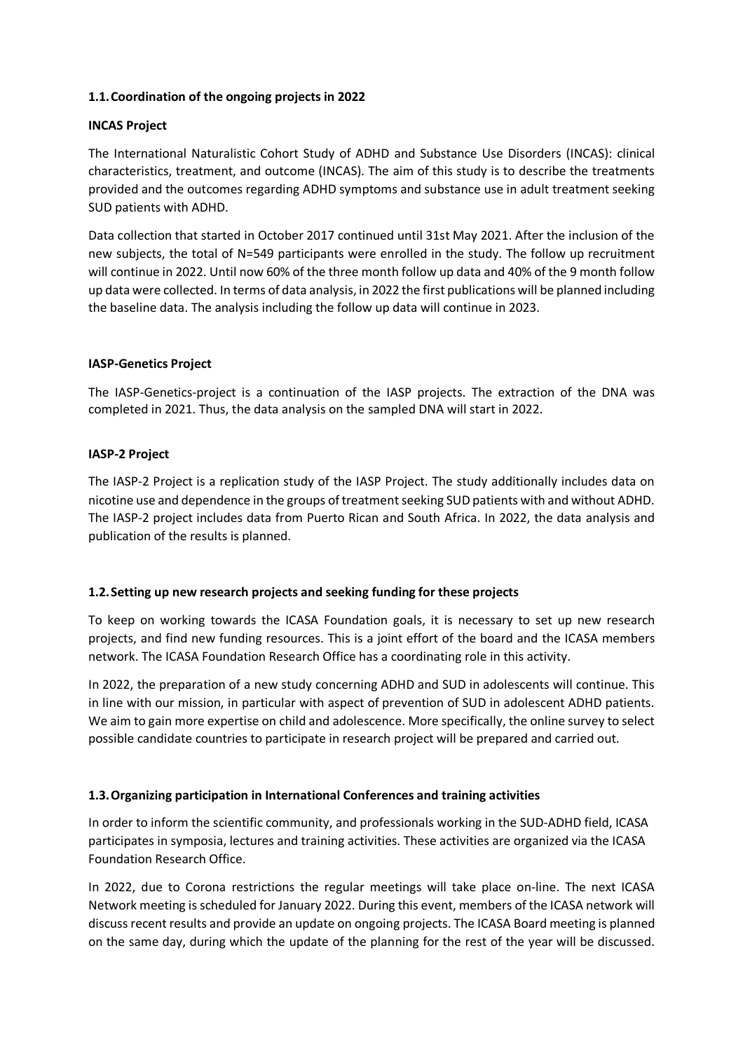### 1.1. Coordination of the ongoing projects in 2022

**INCAS Project**

The International Naturalistic Cohort Study of ADHD and Substance Use Disorders (INCAS): clinical characteristics, treatment, and outcome (INCAS). The aim of this study is to describe the treatments provided and the outcomes regarding ADHD symptoms and substance use in adult treatment seeking SUD patients with ADHD.

Data collection that started in October 2017 continued until 31st May 2021. After the inclusion of the new subjects, the total of N=549 participants were enrolled in the study. The follow up recruitment will continue in 2022. Until now 60% of the three month follow up data and 40% of the 9 month follow up data were collected. In terms of data analysis, in 2022 the first publications will be planned including the baseline data. The analysis including the follow up data will continue in 2023.

**IASP-Genetics Project**

The IASP-Genetics-project is a continuation of the IASP projects. The extraction of the DNA was completed in 2021. Thus, the data analysis on the sampled DNA will start in 2022.

**IASP-2 Project**

The IASP-2 Project is a replication study of the IASP Project. The study additionally includes data on nicotine use and dependence in the groups of treatment seeking SUD patients with and without ADHD. The IASP-2 project includes data from Puerto Rican and South Africa. In 2022, the data analysis and publication of the results is planned.

### 1.2. Setting up new research projects and seeking funding for these projects

To keep on working towards the ICASA Foundation goals, it is necessary to set up new research projects, and find new funding resources. This is a joint effort of the board and the ICASA members network. The ICASA Foundation Research Office has a coordinating role in this activity.

In 2022, the preparation of a new study concerning ADHD and SUD in adolescents will continue. This in line with our mission, in particular with aspect of prevention of SUD in adolescent ADHD patients. We aim to gain more expertise on child and adolescence. More specifically, the online survey to select possible candidate countries to participate in research project will be prepared and carried out.

### 1.3. Organizing participation in International Conferences and training activities

In order to inform the scientific community, and professionals working in the SUD-ADHD field, ICASA participates in symposia, lectures and training activities. These activities are organized via the ICASA Foundation Research Office.

In 2022, due to Corona restrictions the regular meetings will take place on-line. The next ICASA Network meeting is scheduled for January 2022. During this event, members of the ICASA network will discuss recent results and provide an update on ongoing projects. The ICASA Board meeting is planned on the same day, during which the update of the planning for the rest of the year will be discussed.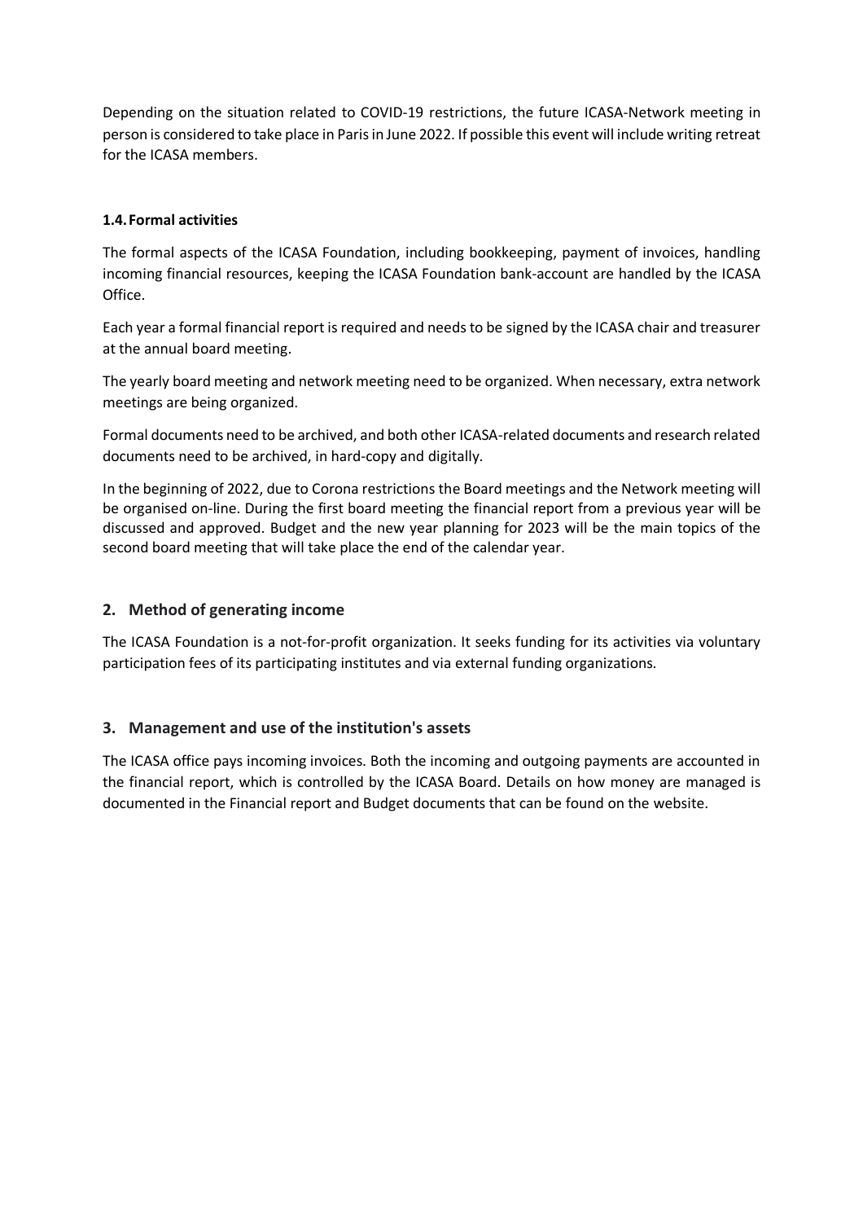Depending on the situation related to COVID-19 restrictions, the future ICASA-Network meeting in person is considered to take place in Paris in June 2022. If possible this event will include writing retreat for the ICASA members.

### 1.4. Formal activities

The formal aspects of the ICASA Foundation, including bookkeeping, payment of invoices, handling incoming financial resources, keeping the ICASA Foundation bank-account are handled by the ICASA Office.

Each year a formal financial report is required and needs to be signed by the ICASA chair and treasurer at the annual board meeting.

The yearly board meeting and network meeting need to be organized. When necessary, extra network meetings are being organized.

Formal documents need to be archived, and both other ICASA-related documents and research related documents need to be archived, in hard-copy and digitally.

In the beginning of 2022, due to Corona restrictions the Board meetings and the Network meeting will be organised on-line. During the first board meeting the financial report from a previous year will be discussed and approved. Budget and the new year planning for 2023 will be the main topics of the second board meeting that will take place the end of the calendar year.

## 2. Method of generating income

The ICASA Foundation is a not-for-profit organization. It seeks funding for its activities via voluntary participation fees of its participating institutes and via external funding organizations.

## 3. Management and use of the institution's assets

The ICASA office pays incoming invoices. Both the incoming and outgoing payments are accounted in the financial report, which is controlled by the ICASA Board. Details on how money are managed is documented in the Financial report and Budget documents that can be found on the website.